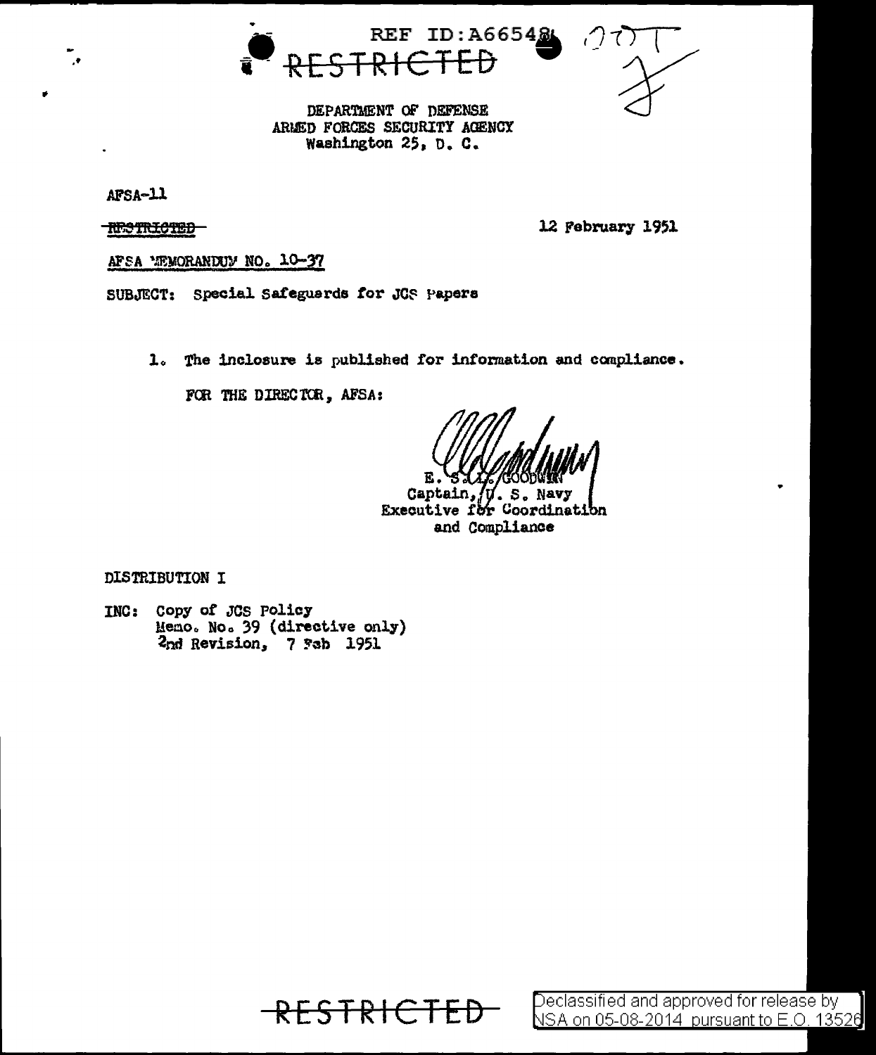REF ID:A66548

~~RESTRICTED~~

DEPARTMENT OF DEFENSE
ARMED FORCES SECURITY AGENCY
Washington 25, D. C.

AFSA-11

~~RESTRICTED~~

12 February 1951

AFSA MEMORANDUM NO. 10-37

SUBJECT: Special Safeguards for JCS Papers

1. The inclosure is published for information and compliance.

FOR THE DIRECTOR, AFSA:

E. S. L. GOODWIN
Captain, U. S. Navy
Executive for Coordination
and Compliance

DISTRIBUTION I

INC: Copy of JCS Policy
Memo. No. 39 (directive only)
2nd Revision, 7 Feb 1951

~~RESTRICTED~~

Declassified and approved for release by NSA on 05-08-2014 pursuant to E.O. 13526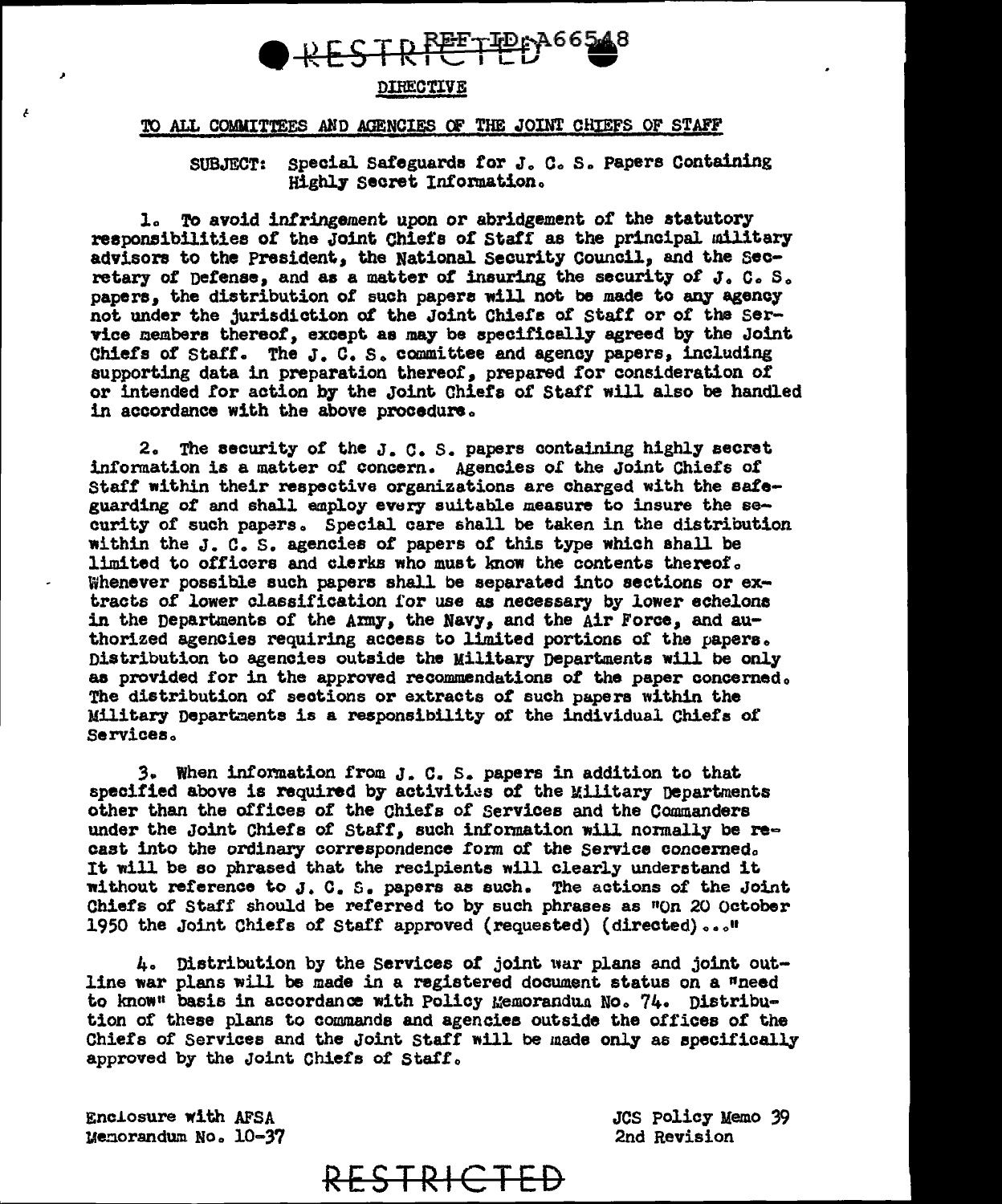RESTRICTED REF ID:A66548

DIRECTIVE

TO ALL COMMITTEES AND AGENCIES OF THE JOINT CHIEFS OF STAFF

SUBJECT: Special Safeguards for J. C. S. Papers Containing Highly Secret Information.

1. To avoid infringement upon or abridgement of the statutory responsibilities of the Joint Chiefs of Staff as the principal military advisors to the President, the National Security Council, and the Secretary of Defense, and as a matter of insuring the security of J. C. S. papers, the distribution of such papers will not be made to any agency not under the jurisdiction of the Joint Chiefs of Staff or of the Service members thereof, except as may be specifically agreed by the Joint Chiefs of Staff. The J. C. S. committee and agency papers, including supporting data in preparation thereof, prepared for consideration of or intended for action by the Joint Chiefs of Staff will also be handled in accordance with the above procedure.

2. The security of the J. C. S. papers containing highly secret information is a matter of concern. Agencies of the Joint Chiefs of Staff within their respective organizations are charged with the safeguarding of and shall employ every suitable measure to insure the security of such papers. Special care shall be taken in the distribution within the J. C. S. agencies of papers of this type which shall be limited to officers and clerks who must know the contents thereof. Whenever possible such papers shall be separated into sections or extracts of lower classification for use as necessary by lower echelons in the Departments of the Army, the Navy, and the Air Force, and authorized agencies requiring access to limited portions of the papers. Distribution to agencies outside the Military Departments will be only as provided for in the approved recommendations of the paper concerned. The distribution of sections or extracts of such papers within the Military Departments is a responsibility of the individual Chiefs of Services.

3. When information from J. C. S. papers in addition to that specified above is required by activities of the Military Departments other than the offices of the Chiefs of Services and the Commanders under the Joint Chiefs of Staff, such information will normally be recast into the ordinary correspondence form of the Service concerned. It will be so phrased that the recipients will clearly understand it without reference to J. C. S. papers as such. The actions of the Joint Chiefs of Staff should be referred to by such phrases as "On 20 October 1950 the Joint Chiefs of Staff approved (requested) (directed)..."

4. Distribution by the Services of joint war plans and joint outline war plans will be made in a registered document status on a "need to know" basis in accordance with Policy Memorandum No. 74. Distribution of these plans to commands and agencies outside the offices of the Chiefs of Services and the Joint Staff will be made only as specifically approved by the Joint Chiefs of Staff.

Enclosure with AFSA
Memorandum No. 10-37

JCS Policy Memo 39
2nd Revision

RESTRICTED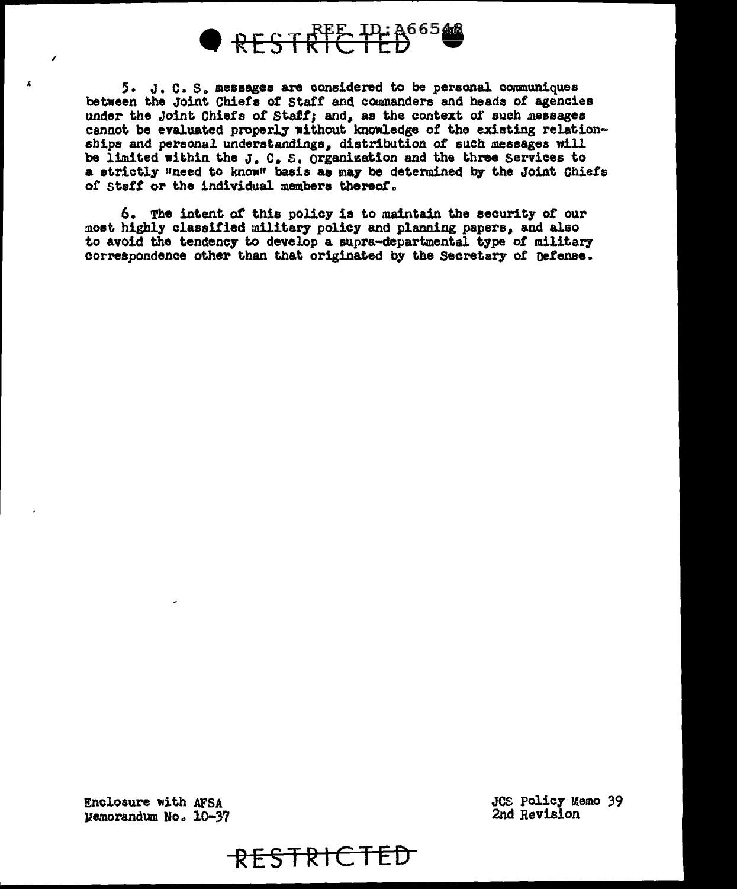5. J. C. S. messages are considered to be personal communiques between the Joint Chiefs of Staff and commanders and heads of agencies under the Joint Chiefs of Staff; and, as the context of such messages cannot be evaluated properly without knowledge of the existing relationships and personal understandings, distribution of such messages will be limited within the J. C. S. Organization and the three Services to a strictly "need to know" basis as may be determined by the Joint Chiefs of Staff or the individual members thereof.

6. The intent of this policy is to maintain the security of our most highly classified military policy and planning papers, and also to avoid the tendency to develop a supra-departmental type of military correspondence other than that originated by the Secretary of Defense.

Enclosure with AFSA Memorandum No. 10-37

JCS Policy Memo 39 2nd Revision